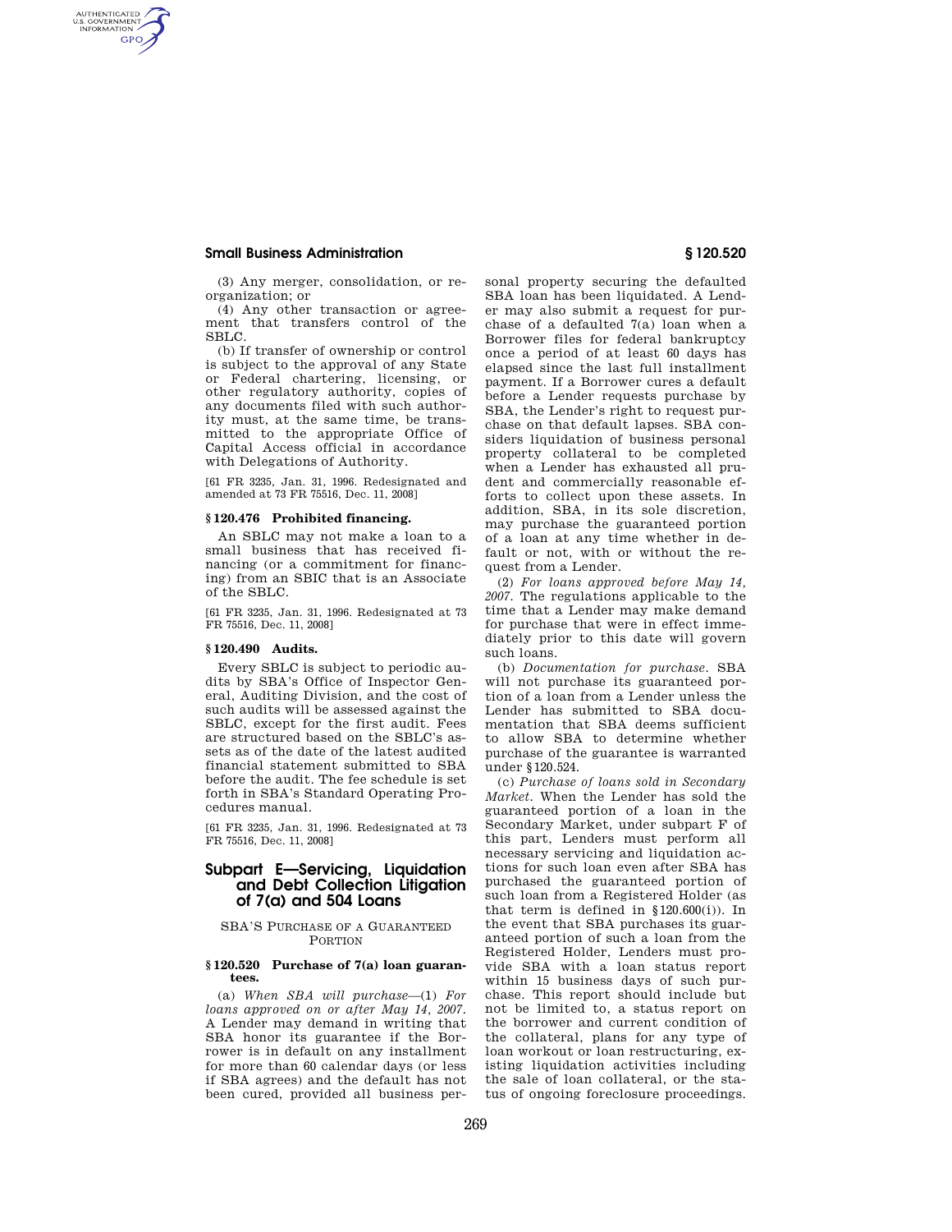(3) Any merger, consolidation, or reorganization; or

(4) Any other transaction or agreement that transfers control of the SBLC.

(b) If transfer of ownership or control is subject to the approval of any State or Federal chartering, licensing, or other regulatory authority, copies of any documents filed with such authority must, at the same time, be transmitted to the appropriate Office of Capital Access official in accordance with Delegations of Authority.

[61 FR 3235, Jan. 31, 1996. Redesignated and amended at 73 FR 75516, Dec. 11, 2008]

### § 120.476 Prohibited financing.

An SBLC may not make a loan to a small business that has received financing (or a commitment for financing) from an SBIC that is an Associate of the SBLC.

[61 FR 3235, Jan. 31, 1996. Redesignated at 73 FR 75516, Dec. 11, 2008]

### § 120.490 Audits.

Every SBLC is subject to periodic audits by SBA's Office of Inspector General, Auditing Division, and the cost of such audits will be assessed against the SBLC, except for the first audit. Fees are structured based on the SBLC's assets as of the date of the latest audited financial statement submitted to SBA before the audit. The fee schedule is set forth in SBA's Standard Operating Procedures manual.

[61 FR 3235, Jan. 31, 1996. Redesignated at 73 FR 75516, Dec. 11, 2008]

## Subpart E—Servicing, Liquidation and Debt Collection Litigation of 7(a) and 504 Loans

SBA'S PURCHASE OF A GUARANTEED PORTION

### § 120.520 Purchase of 7(a) loan guarantees.

(a) *When SBA will purchase*—(1) *For loans approved on or after May 14, 2007*. A Lender may demand in writing that SBA honor its guarantee if the Borrower is in default on any installment for more than 60 calendar days (or less if SBA agrees) and the default has not been cured, provided all business personal property securing the defaulted SBA loan has been liquidated. A Lender may also submit a request for purchase of a defaulted 7(a) loan when a Borrower files for federal bankruptcy once a period of at least 60 days has elapsed since the last full installment payment. If a Borrower cures a default before a Lender requests purchase by SBA, the Lender's right to request purchase on that default lapses. SBA considers liquidation of business personal property collateral to be completed when a Lender has exhausted all prudent and commercially reasonable efforts to collect upon these assets. In addition, SBA, in its sole discretion, may purchase the guaranteed portion of a loan at any time whether in default or not, with or without the request from a Lender.

(2) *For loans approved before May 14, 2007*. The regulations applicable to the time that a Lender may make demand for purchase that were in effect immediately prior to this date will govern such loans.

(b) *Documentation for purchase*. SBA will not purchase its guaranteed portion of a loan from a Lender unless the Lender has submitted to SBA documentation that SBA deems sufficient to allow SBA to determine whether purchase of the guarantee is warranted under §120.524.

(c) *Purchase of loans sold in Secondary Market*. When the Lender has sold the guaranteed portion of a loan in the Secondary Market, under subpart F of this part, Lenders must perform all necessary servicing and liquidation actions for such loan even after SBA has purchased the guaranteed portion of such loan from a Registered Holder (as that term is defined in §120.600(i)). In the event that SBA purchases its guaranteed portion of such a loan from the Registered Holder, Lenders must provide SBA with a loan status report within 15 business days of such purchase. This report should include but not be limited to, a status report on the borrower and current condition of the collateral, plans for any type of loan workout or loan restructuring, existing liquidation activities including the sale of loan collateral, or the status of ongoing foreclosure proceedings.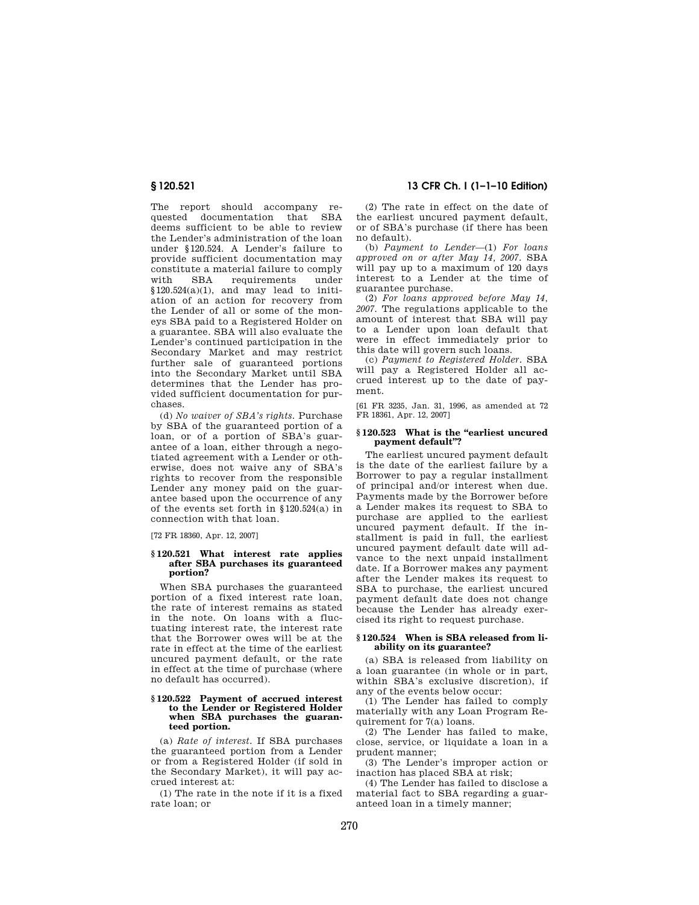The report should accompany requested documentation that SBA deems sufficient to be able to review the Lender's administration of the loan under §120.524. A Lender's failure to provide sufficient documentation may constitute a material failure to comply with SBA requirements under §120.524(a)(1), and may lead to initiation of an action for recovery from the Lender of all or some of the moneys SBA paid to a Registered Holder on a guarantee. SBA will also evaluate the Lender's continued participation in the Secondary Market and may restrict further sale of guaranteed portions into the Secondary Market until SBA determines that the Lender has provided sufficient documentation for purchases.

(d) *No waiver of SBA's rights.* Purchase by SBA of the guaranteed portion of a loan, or of a portion of SBA's guarantee of a loan, either through a negotiated agreement with a Lender or otherwise, does not waive any of SBA's rights to recover from the responsible Lender any money paid on the guarantee based upon the occurrence of any of the events set forth in §120.524(a) in connection with that loan.

[72 FR 18360, Apr. 12, 2007]

### §120.521 What interest rate applies after SBA purchases its guaranteed portion?

When SBA purchases the guaranteed portion of a fixed interest rate loan, the rate of interest remains as stated in the note. On loans with a fluctuating interest rate, the interest rate that the Borrower owes will be at the rate in effect at the time of the earliest uncured payment default, or the rate in effect at the time of purchase (where no default has occurred).

### §120.522 Payment of accrued interest to the Lender or Registered Holder when SBA purchases the guaranteed portion.

(a) *Rate of interest.* If SBA purchases the guaranteed portion from a Lender or from a Registered Holder (if sold in the Secondary Market), it will pay accrued interest at:

(1) The rate in the note if it is a fixed rate loan; or

(2) The rate in effect on the date of the earliest uncured payment default, or of SBA's purchase (if there has been no default).

(b) *Payment to Lender*—(1) *For loans approved on or after May 14, 2007.* SBA will pay up to a maximum of 120 days interest to a Lender at the time of guarantee purchase.

(2) *For loans approved before May 14, 2007.* The regulations applicable to the amount of interest that SBA will pay to a Lender upon loan default that were in effect immediately prior to this date will govern such loans.

(c) *Payment to Registered Holder.* SBA will pay a Registered Holder all accrued interest up to the date of payment.

[61 FR 3235, Jan. 31, 1996, as amended at 72 FR 18361, Apr. 12, 2007]

### §120.523 What is the "earliest uncured payment default"?

The earliest uncured payment default is the date of the earliest failure by a Borrower to pay a regular installment of principal and/or interest when due. Payments made by the Borrower before a Lender makes its request to SBA to purchase are applied to the earliest uncured payment default. If the installment is paid in full, the earliest uncured payment default date will advance to the next unpaid installment date. If a Borrower makes any payment after the Lender makes its request to SBA to purchase, the earliest uncured payment default date does not change because the Lender has already exercised its right to request purchase.

### §120.524 When is SBA released from liability on its guarantee?

(a) SBA is released from liability on a loan guarantee (in whole or in part, within SBA's exclusive discretion), if any of the events below occur:

(1) The Lender has failed to comply materially with any Loan Program Requirement for 7(a) loans.

(2) The Lender has failed to make, close, service, or liquidate a loan in a prudent manner;

(3) The Lender's improper action or inaction has placed SBA at risk;

(4) The Lender has failed to disclose a material fact to SBA regarding a guaranteed loan in a timely manner;